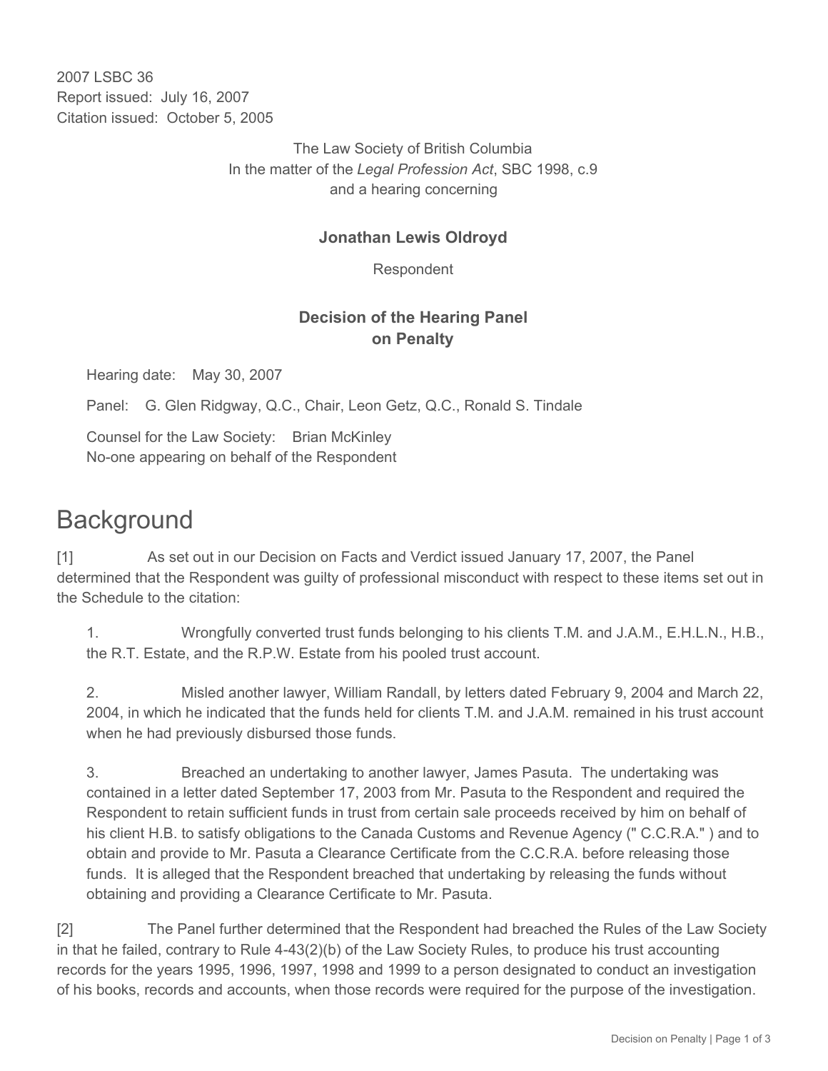2007 LSBC 36
Report issued: July 16, 2007
Citation issued: October 5, 2005

The Law Society of British Columbia
In the matter of the *Legal Profession Act*, SBC 1998, c.9
and a hearing concerning

**Jonathan Lewis Oldroyd**

Respondent

**Decision of the Hearing Panel on Penalty**

Hearing date: May 30, 2007

Panel: G. Glen Ridgway, Q.C., Chair, Leon Getz, Q.C., Ronald S. Tindale

Counsel for the Law Society: Brian McKinley
No-one appearing on behalf of the Respondent

# Background

[1] As set out in our Decision on Facts and Verdict issued January 17, 2007, the Panel determined that the Respondent was guilty of professional misconduct with respect to these items set out in the Schedule to the citation:

1. Wrongfully converted trust funds belonging to his clients T.M. and J.A.M., E.H.L.N., H.B., the R.T. Estate, and the R.P.W. Estate from his pooled trust account.

2. Misled another lawyer, William Randall, by letters dated February 9, 2004 and March 22, 2004, in which he indicated that the funds held for clients T.M. and J.A.M. remained in his trust account when he had previously disbursed those funds.

3. Breached an undertaking to another lawyer, James Pasuta. The undertaking was contained in a letter dated September 17, 2003 from Mr. Pasuta to the Respondent and required the Respondent to retain sufficient funds in trust from certain sale proceeds received by him on behalf of his client H.B. to satisfy obligations to the Canada Customs and Revenue Agency (" C.C.R.A." ) and to obtain and provide to Mr. Pasuta a Clearance Certificate from the C.C.R.A. before releasing those funds. It is alleged that the Respondent breached that undertaking by releasing the funds without obtaining and providing a Clearance Certificate to Mr. Pasuta.

[2] The Panel further determined that the Respondent had breached the Rules of the Law Society in that he failed, contrary to Rule 4-43(2)(b) of the Law Society Rules, to produce his trust accounting records for the years 1995, 1996, 1997, 1998 and 1999 to a person designated to conduct an investigation of his books, records and accounts, when those records were required for the purpose of the investigation.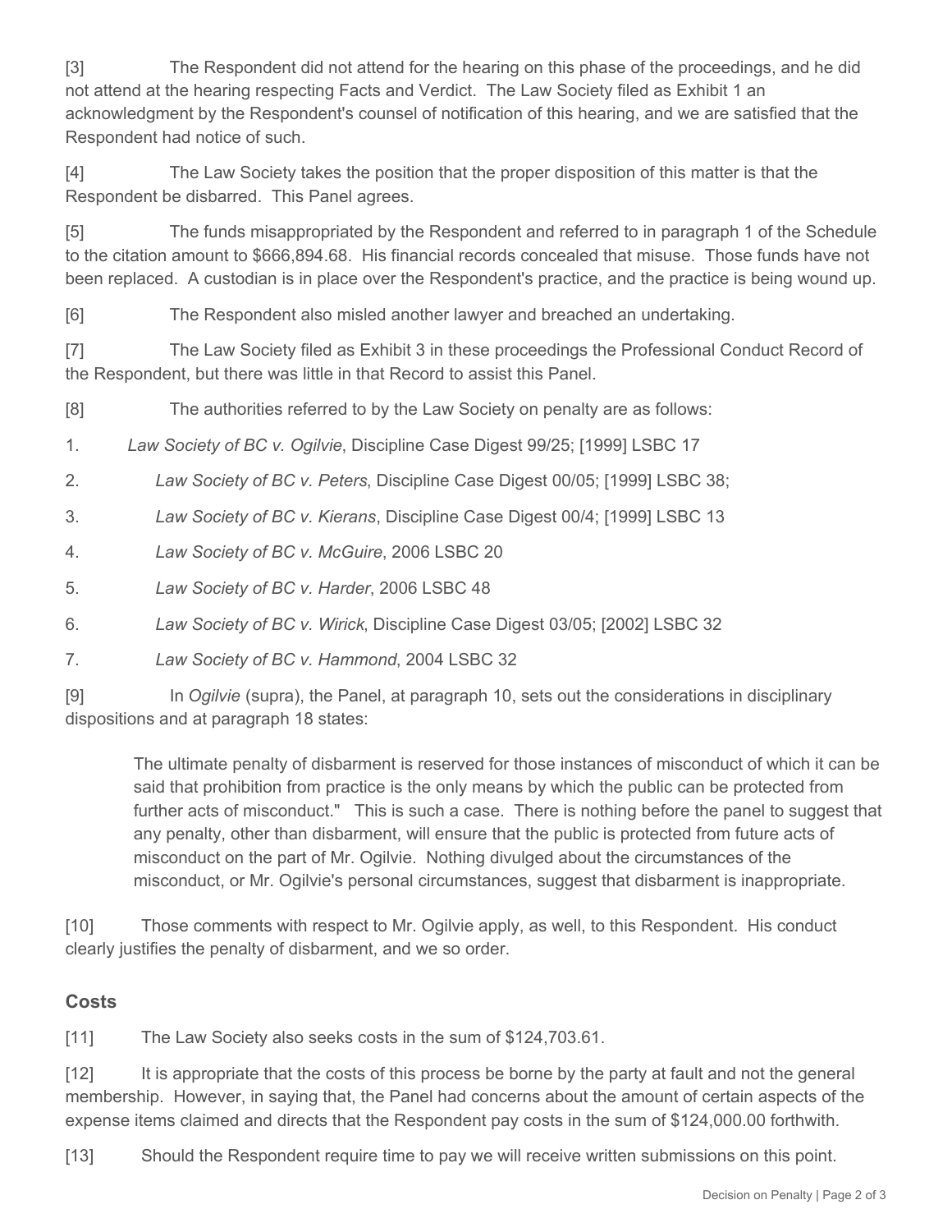[3] The Respondent did not attend for the hearing on this phase of the proceedings, and he did not attend at the hearing respecting Facts and Verdict. The Law Society filed as Exhibit 1 an acknowledgment by the Respondent's counsel of notification of this hearing, and we are satisfied that the Respondent had notice of such.

[4] The Law Society takes the position that the proper disposition of this matter is that the Respondent be disbarred. This Panel agrees.

[5] The funds misappropriated by the Respondent and referred to in paragraph 1 of the Schedule to the citation amount to $666,894.68. His financial records concealed that misuse. Those funds have not been replaced. A custodian is in place over the Respondent's practice, and the practice is being wound up.

[6] The Respondent also misled another lawyer and breached an undertaking.

[7] The Law Society filed as Exhibit 3 in these proceedings the Professional Conduct Record of the Respondent, but there was little in that Record to assist this Panel.

[8] The authorities referred to by the Law Society on penalty are as follows:

1. *Law Society of BC v. Ogilvie*, Discipline Case Digest 99/25; [1999] LSBC 17
2. *Law Society of BC v. Peters*, Discipline Case Digest 00/05; [1999] LSBC 38;
3. *Law Society of BC v. Kierans*, Discipline Case Digest 00/4; [1999] LSBC 13
4. *Law Society of BC v. McGuire*, 2006 LSBC 20
5. *Law Society of BC v. Harder*, 2006 LSBC 48
6. *Law Society of BC v. Wirick*, Discipline Case Digest 03/05; [2002] LSBC 32
7. *Law Society of BC v. Hammond*, 2004 LSBC 32

[9] In *Ogilvie* (supra), the Panel, at paragraph 10, sets out the considerations in disciplinary dispositions and at paragraph 18 states:

> The ultimate penalty of disbarment is reserved for those instances of misconduct of which it can be said that prohibition from practice is the only means by which the public can be protected from further acts of misconduct." This is such a case. There is nothing before the panel to suggest that any penalty, other than disbarment, will ensure that the public is protected from future acts of misconduct on the part of Mr. Ogilvie. Nothing divulged about the circumstances of the misconduct, or Mr. Ogilvie's personal circumstances, suggest that disbarment is inappropriate.

[10] Those comments with respect to Mr. Ogilvie apply, as well, to this Respondent. His conduct clearly justifies the penalty of disbarment, and we so order.

## Costs

[11] The Law Society also seeks costs in the sum of $124,703.61.

[12] It is appropriate that the costs of this process be borne by the party at fault and not the general membership. However, in saying that, the Panel had concerns about the amount of certain aspects of the expense items claimed and directs that the Respondent pay costs in the sum of $124,000.00 forthwith.

[13] Should the Respondent require time to pay we will receive written submissions on this point.